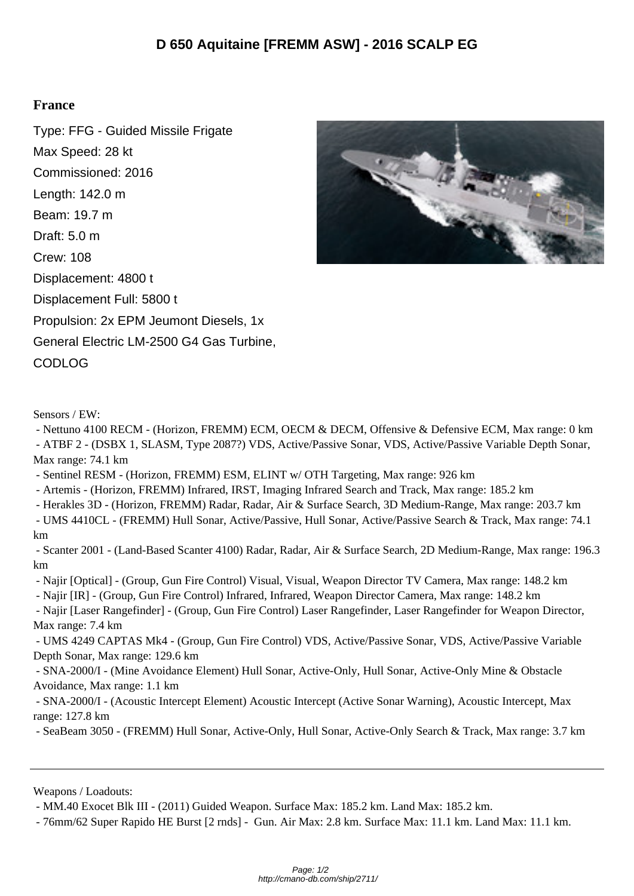# D 650 Aquitaine [FREMM ASW] - 2016 SCALP EG

## France

Type: FFG - Guided Missile Frigate

Max Speed: 28 kt

Commissioned: 2016

Length: 142.0 m

Beam: 19.7 m

Draft: 5.0 m

Crew: 108

Displacement: 4800 t

Displacement Full: 5800 t

Propulsion: 2x EPM Jeumont Diesels, 1x General Electric LM-2500 G4 Gas Turbine, CODLOG

Sensors / EW:

- Nettuno 4100 RECM - (Horizon, FREMM) ECM, OECM & DECM, Offensive & Defensive ECM, Max range: 0 km
- ATBF 2 - (DSBX 1, SLASM, Type 2087?) VDS, Active/Passive Sonar, VDS, Active/Passive Variable Depth Sonar, Max range: 74.1 km
- Sentinel RESM - (Horizon, FREMM) ESM, ELINT w/ OTH Targeting, Max range: 926 km
- Artemis - (Horizon, FREMM) Infrared, IRST, Imaging Infrared Search and Track, Max range: 185.2 km
- Herakles 3D - (Horizon, FREMM) Radar, Radar, Air & Surface Search, 3D Medium-Range, Max range: 203.7 km
- UMS 4410CL - (FREMM) Hull Sonar, Active/Passive, Hull Sonar, Active/Passive Search & Track, Max range: 74.1 km
- Scanter 2001 - (Land-Based Scanter 4100) Radar, Radar, Air & Surface Search, 2D Medium-Range, Max range: 196.3 km
- Najir [Optical] - (Group, Gun Fire Control) Visual, Visual, Weapon Director TV Camera, Max range: 148.2 km
- Najir [IR] - (Group, Gun Fire Control) Infrared, Infrared, Weapon Director Camera, Max range: 148.2 km
- Najir [Laser Rangefinder] - (Group, Gun Fire Control) Laser Rangefinder, Laser Rangefinder for Weapon Director, Max range: 7.4 km
- UMS 4249 CAPTAS Mk4 - (Group, Gun Fire Control) VDS, Active/Passive Sonar, VDS, Active/Passive Variable Depth Sonar, Max range: 129.6 km
- SNA-2000/I - (Mine Avoidance Element) Hull Sonar, Active-Only, Hull Sonar, Active-Only Mine & Obstacle Avoidance, Max range: 1.1 km
- SNA-2000/I - (Acoustic Intercept Element) Acoustic Intercept (Active Sonar Warning), Acoustic Intercept, Max range: 127.8 km
- SeaBeam 3050 - (FREMM) Hull Sonar, Active-Only, Hull Sonar, Active-Only Search & Track, Max range: 3.7 km

---

Weapons / Loadouts:

- MM.40 Exocet Blk III - (2011) Guided Weapon. Surface Max: 185.2 km. Land Max: 185.2 km.
- 76mm/62 Super Rapido HE Burst [2 rnds] - Gun. Air Max: 2.8 km. Surface Max: 11.1 km. Land Max: 11.1 km.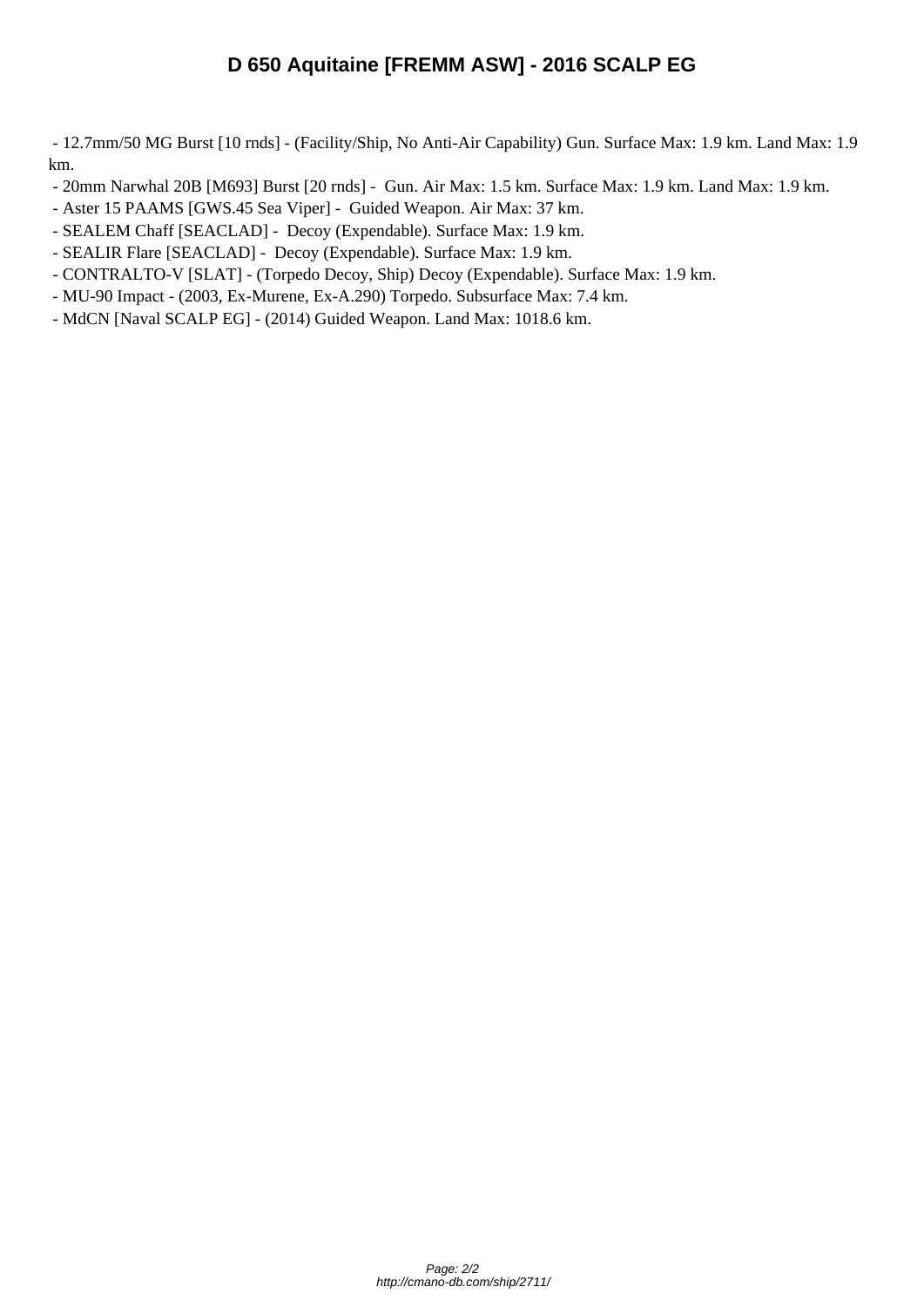- 12.7mm/50 MG Burst [10 rnds] - (Facility/Ship, No Anti-Air Capability) Gun. Surface Max: 1.9 km. Land Max: 1.9 km.
- 20mm Narwhal 20B [M693] Burst [20 rnds] - Gun. Air Max: 1.5 km. Surface Max: 1.9 km. Land Max: 1.9 km.
- Aster 15 PAAMS [GWS.45 Sea Viper] - Guided Weapon. Air Max: 37 km.
- SEALEM Chaff [SEACLAD] - Decoy (Expendable). Surface Max: 1.9 km.
- SEALIR Flare [SEACLAD] - Decoy (Expendable). Surface Max: 1.9 km.
- CONTRALTO-V [SLAT] - (Torpedo Decoy, Ship) Decoy (Expendable). Surface Max: 1.9 km.
- MU-90 Impact - (2003, Ex-Murene, Ex-A.290) Torpedo. Subsurface Max: 7.4 km.
- MdCN [Naval SCALP EG] - (2014) Guided Weapon. Land Max: 1018.6 km.